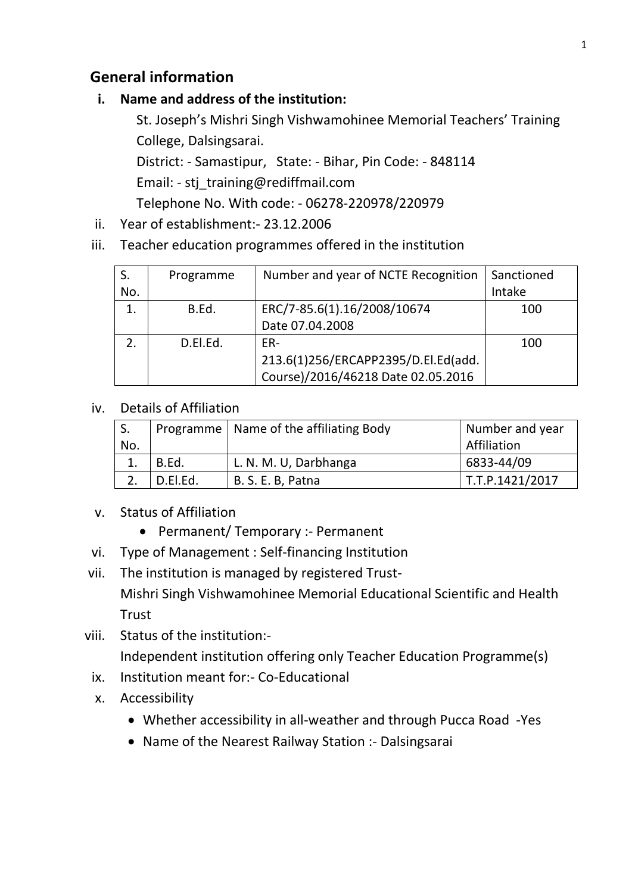## General information

**i. Name and address of the institution:**

St. Joseph's Mishri Singh Vishwamohinee Memorial Teachers' Training College, Dalsingsarai.

District: - Samastipur, State: - Bihar, Pin Code: - 848114

Email: - stj_training@rediffmail.com

Telephone No. With code: - 06278-220978/220979

ii. Year of establishment:- 23.12.2006

iii. Teacher education programmes offered in the institution

| S. No. | Programme | Number and year of NCTE Recognition | Sanctioned Intake |
|---|---|---|---|
| 1. | B.Ed. | ERC/7-85.6(1).16/2008/10674 Date 07.04.2008 | 100 |
| 2. | D.El.Ed. | ER-213.6(1)256/ERCAPP2395/D.El.Ed(add. Course)/2016/46218 Date 02.05.2016 | 100 |

iv. Details of Affiliation

| S. No. | Programme | Name of the affiliating Body | Number and year Affiliation |
|---|---|---|---|
| 1. | B.Ed. | L. N. M. U, Darbhanga | 6833-44/09 |
| 2. | D.El.Ed. | B. S. E. B, Patna | T.T.P.1421/2017 |

v. Status of Affiliation

- Permanent/ Temporary :- Permanent

vi. Type of Management : Self-financing Institution

vii. The institution is managed by registered Trust-
Mishri Singh Vishwamohinee Memorial Educational Scientific and Health Trust

viii. Status of the institution:-
Independent institution offering only Teacher Education Programme(s)

ix. Institution meant for:- Co-Educational

x. Accessibility

- Whether accessibility in all-weather and through Pucca Road -Yes
- Name of the Nearest Railway Station :- Dalsingsarai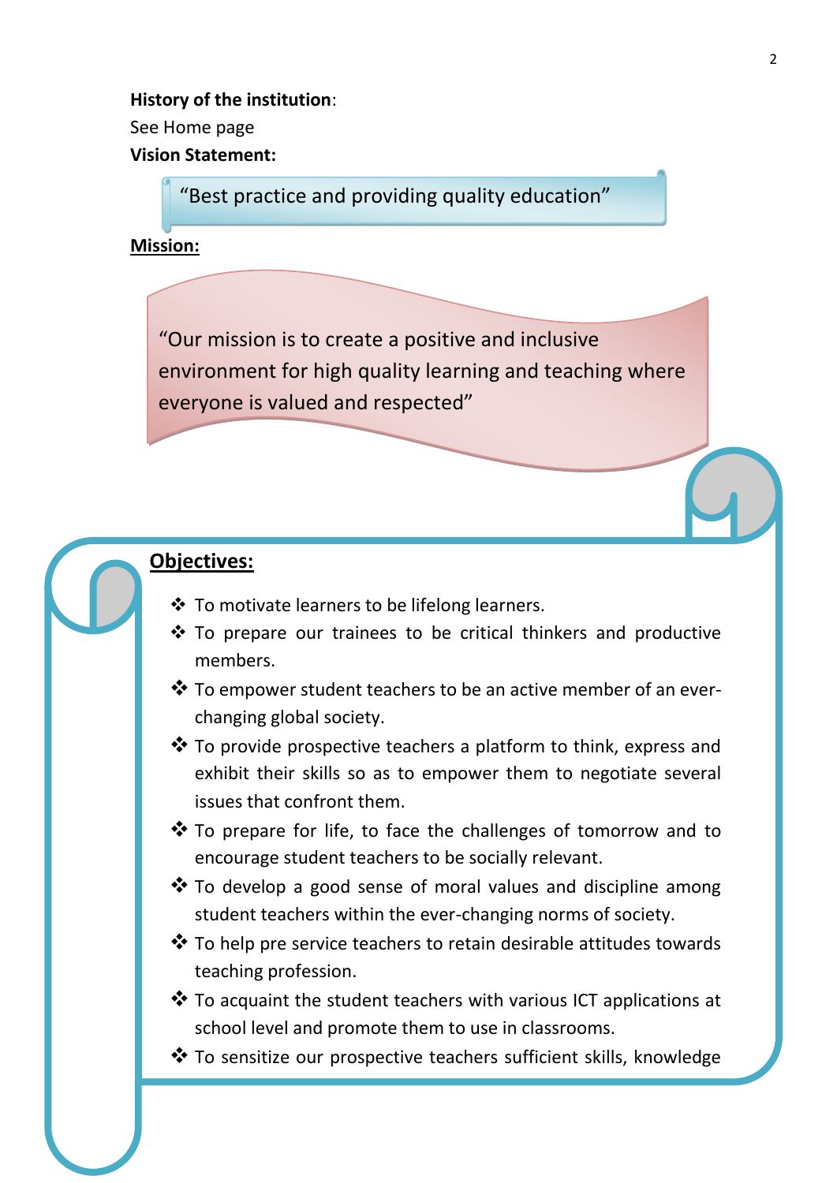**History of the institution**:

See Home page

**Vision Statement:**

> "Best practice and providing quality education"

**Mission:**

> "Our mission is to create a positive and inclusive environment for high quality learning and teaching where everyone is valued and respected"

**Objectives:**

- To motivate learners to be lifelong learners.
- To prepare our trainees to be critical thinkers and productive members.
- To empower student teachers to be an active member of an ever-changing global society.
- To provide prospective teachers a platform to think, express and exhibit their skills so as to empower them to negotiate several issues that confront them.
- To prepare for life, to face the challenges of tomorrow and to encourage student teachers to be socially relevant.
- To develop a good sense of moral values and discipline among student teachers within the ever-changing norms of society.
- To help pre service teachers to retain desirable attitudes towards teaching profession.
- To acquaint the student teachers with various ICT applications at school level and promote them to use in classrooms.
- To sensitize our prospective teachers sufficient skills, knowledge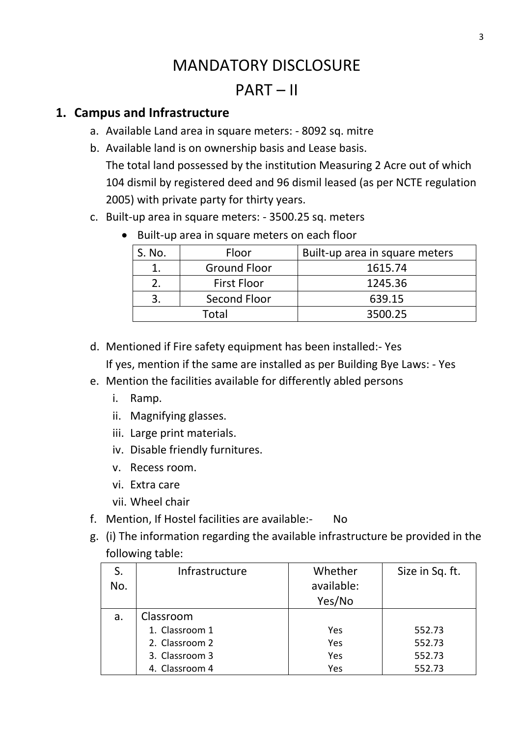# MANDATORY DISCLOSURE

# PART – II

## 1. Campus and Infrastructure

a. Available Land area in square meters: - 8092 sq. mitre

b. Available land is on ownership basis and Lease basis.
The total land possessed by the institution Measuring 2 Acre out of which 104 dismil by registered deed and 96 dismil leased (as per NCTE regulation 2005) with private party for thirty years.

c. Built-up area in square meters: - 3500.25 sq. meters

- Built-up area in square meters on each floor

| S. No. | Floor | Built-up area in square meters |
|---|---|---|
| 1. | Ground Floor | 1615.74 |
| 2. | First Floor | 1245.36 |
| 3. | Second Floor | 639.15 |
| Total | | 3500.25 |

d. Mentioned if Fire safety equipment has been installed:- Yes
If yes, mention if the same are installed as per Building Bye Laws: - Yes

e. Mention the facilities available for differently abled persons
   i. Ramp.
   ii. Magnifying glasses.
   iii. Large print materials.
   iv. Disable friendly furnitures.
   v. Recess room.
   vi. Extra care
   vii. Wheel chair

f. Mention, If Hostel facilities are available:- No

g. (i) The information regarding the available infrastructure be provided in the following table:

| S. No. | Infrastructure | Whether available: Yes/No | Size in Sq. ft. |
|---|---|---|---|
| a. | Classroom | | |
| | 1. Classroom 1 | Yes | 552.73 |
| | 2. Classroom 2 | Yes | 552.73 |
| | 3. Classroom 3 | Yes | 552.73 |
| | 4. Classroom 4 | Yes | 552.73 |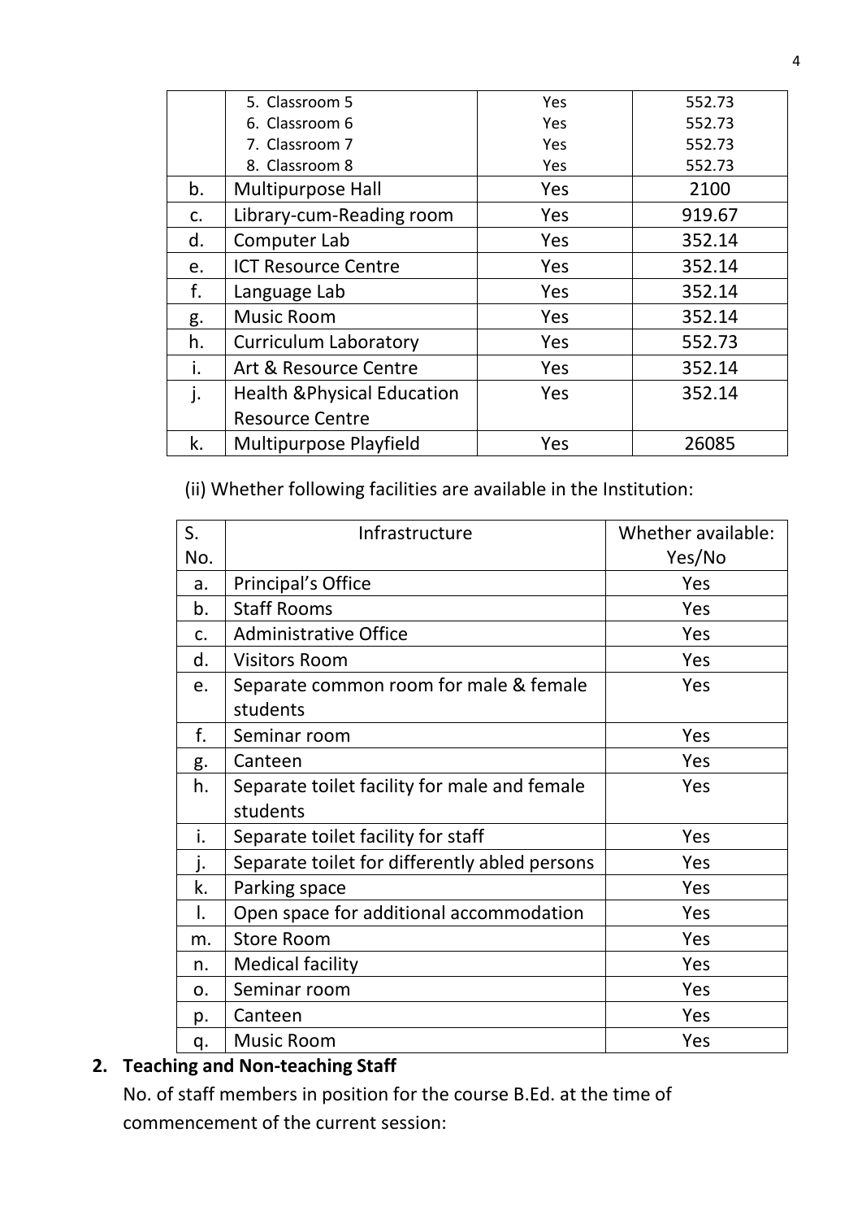|  |  |  |  |
|---|---|---|---|
|  | 5. Classroom 5<br>6. Classroom 6<br>7. Classroom 7<br>8. Classroom 8 | Yes<br>Yes<br>Yes<br>Yes | 552.73<br>552.73<br>552.73<br>552.73 |
| b. | Multipurpose Hall | Yes | 2100 |
| c. | Library-cum-Reading room | Yes | 919.67 |
| d. | Computer Lab | Yes | 352.14 |
| e. | ICT Resource Centre | Yes | 352.14 |
| f. | Language Lab | Yes | 352.14 |
| g. | Music Room | Yes | 352.14 |
| h. | Curriculum Laboratory | Yes | 552.73 |
| i. | Art & Resource Centre | Yes | 352.14 |
| j. | Health &Physical Education Resource Centre | Yes | 352.14 |
| k. | Multipurpose Playfield | Yes | 26085 |

(ii) Whether following facilities are available in the Institution:

| S. No. | Infrastructure | Whether available: Yes/No |
|---|---|---|
| a. | Principal's Office | Yes |
| b. | Staff Rooms | Yes |
| c. | Administrative Office | Yes |
| d. | Visitors Room | Yes |
| e. | Separate common room for male & female students | Yes |
| f. | Seminar room | Yes |
| g. | Canteen | Yes |
| h. | Separate toilet facility for male and female students | Yes |
| i. | Separate toilet facility for staff | Yes |
| j. | Separate toilet for differently abled persons | Yes |
| k. | Parking space | Yes |
| l. | Open space for additional accommodation | Yes |
| m. | Store Room | Yes |
| n. | Medical facility | Yes |
| o. | Seminar room | Yes |
| p. | Canteen | Yes |
| q. | Music Room | Yes |

**2. Teaching and Non-teaching Staff**

No. of staff members in position for the course B.Ed. at the time of commencement of the current session: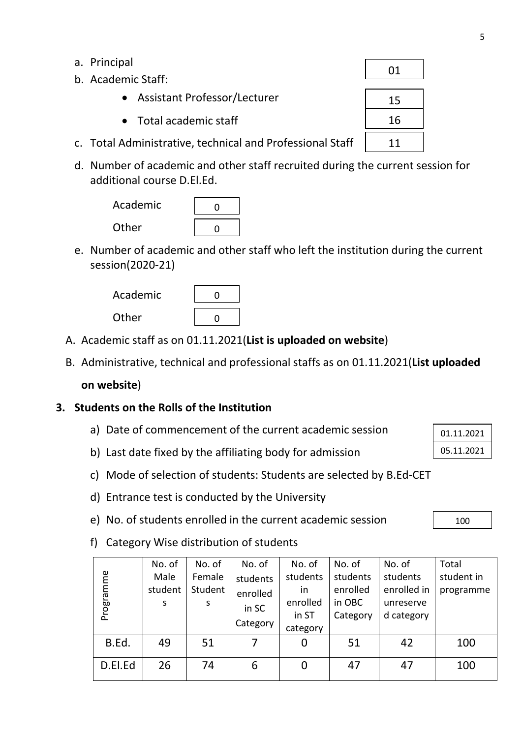a. Principal: 01

b. Academic Staff:

- Assistant Professor/Lecturer: 15
- Total academic staff: 16

c. Total Administrative, technical and Professional Staff: 11

d. Number of academic and other staff recruited during the current session for additional course D.El.Ed.

Academic: 0

Other: 0

e. Number of academic and other staff who left the institution during the current session(2020-21)

Academic: 0

Other: 0

A. Academic staff as on 01.11.2021(**List is uploaded on website**)

B. Administrative, technical and professional staffs as on 01.11.2021(**List uploaded on website**)

### 3. Students on the Rolls of the Institution

a) Date of commencement of the current academic session: 01.11.2021

b) Last date fixed by the affiliating body for admission: 05.11.2021

c) Mode of selection of students: Students are selected by B.Ed-CET

d) Entrance test is conducted by the University

e) No. of students enrolled in the current academic session: 100

f) Category Wise distribution of students

| Programme | No. of Male students | No. of Female Students | No. of students enrolled in SC Category | No. of students in enrolled in ST category | No. of students enrolled in OBC Category | No. of students enrolled in unreserved category | Total student in programme |
|---|---|---|---|---|---|---|---|
| B.Ed. | 49 | 51 | 7 | 0 | 51 | 42 | 100 |
| D.El.Ed | 26 | 74 | 6 | 0 | 47 | 47 | 100 |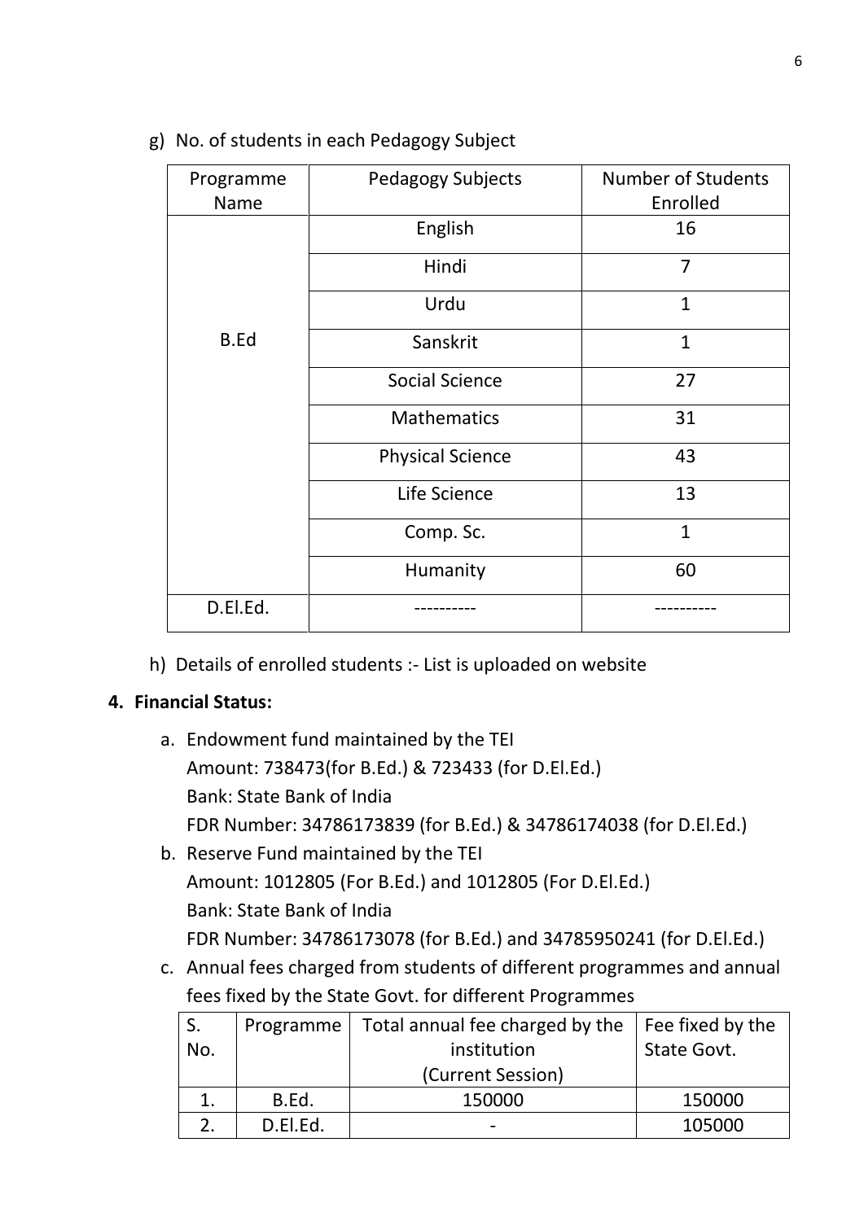g) No. of students in each Pedagogy Subject

| Programme Name | Pedagogy Subjects | Number of Students Enrolled |
|---|---|---|
| B.Ed | English | 16 |
| | Hindi | 7 |
| | Urdu | 1 |
| | Sanskrit | 1 |
| | Social Science | 27 |
| | Mathematics | 31 |
| | Physical Science | 43 |
| | Life Science | 13 |
| | Comp. Sc. | 1 |
| | Humanity | 60 |
| D.El.Ed. | ---------- | ---------- |

h) Details of enrolled students :- List is uploaded on website

**4. Financial Status:**

a. Endowment fund maintained by the TEI
   Amount: 738473(for B.Ed.) & 723433 (for D.El.Ed.)
   Bank: State Bank of India
   FDR Number: 34786173839 (for B.Ed.) & 34786174038 (for D.El.Ed.)

b. Reserve Fund maintained by the TEI
   Amount: 1012805 (For B.Ed.) and 1012805 (For D.El.Ed.)
   Bank: State Bank of India
   FDR Number: 34786173078 (for B.Ed.) and 34785950241 (for D.El.Ed.)

c. Annual fees charged from students of different programmes and annual fees fixed by the State Govt. for different Programmes

| S. No. | Programme | Total annual fee charged by the institution (Current Session) | Fee fixed by the State Govt. |
|---|---|---|---|
| 1. | B.Ed. | 150000 | 150000 |
| 2. | D.El.Ed. | - | 105000 |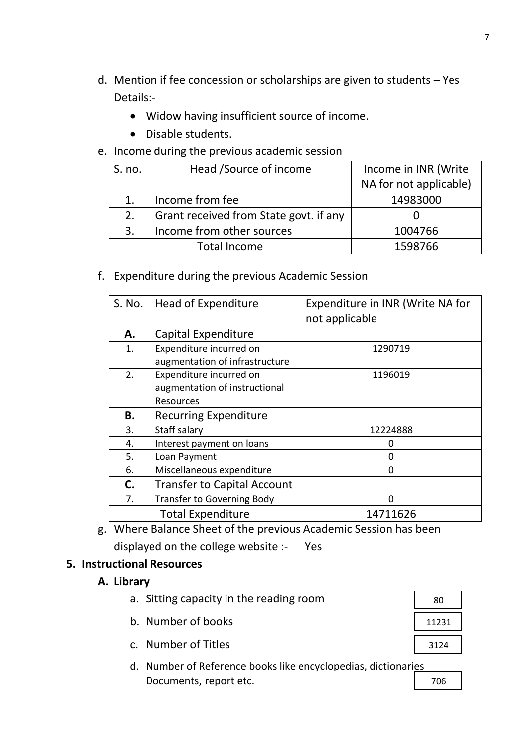d. Mention if fee concession or scholarships are given to students – Yes
   Details:-
   - Widow having insufficient source of income.
   - Disable students.

e. Income during the previous academic session

| S. no. | Head /Source of income | Income in INR (Write NA for not applicable) |
|---|---|---|
| 1. | Income from fee | 14983000 |
| 2. | Grant received from State govt. if any | 0 |
| 3. | Income from other sources | 1004766 |
| Total Income | | 1598766 |

f. Expenditure during the previous Academic Session

| S. No. | Head of Expenditure | Expenditure in INR (Write NA for not applicable |
|---|---|---|
| **A.** | Capital Expenditure | |
| 1. | Expenditure incurred on augmentation of infrastructure | 1290719 |
| 2. | Expenditure incurred on augmentation of instructional Resources | 1196019 |
| **B.** | Recurring Expenditure | |
| 3. | Staff salary | 12224888 |
| 4. | Interest payment on loans | 0 |
| 5. | Loan Payment | 0 |
| 6. | Miscellaneous expenditure | 0 |
| **C.** | Transfer to Capital Account | |
| 7. | Transfer to Governing Body | 0 |
| Total Expenditure | | 14711626 |

g. Where Balance Sheet of the previous Academic Session has been displayed on the college website :- Yes

## 5. Instructional Resources

### A. Library

a. Sitting capacity in the reading room — 80

b. Number of books — 11231

c. Number of Titles — 3124

d. Number of Reference books like encyclopedias, dictionaries Documents, report etc. — 706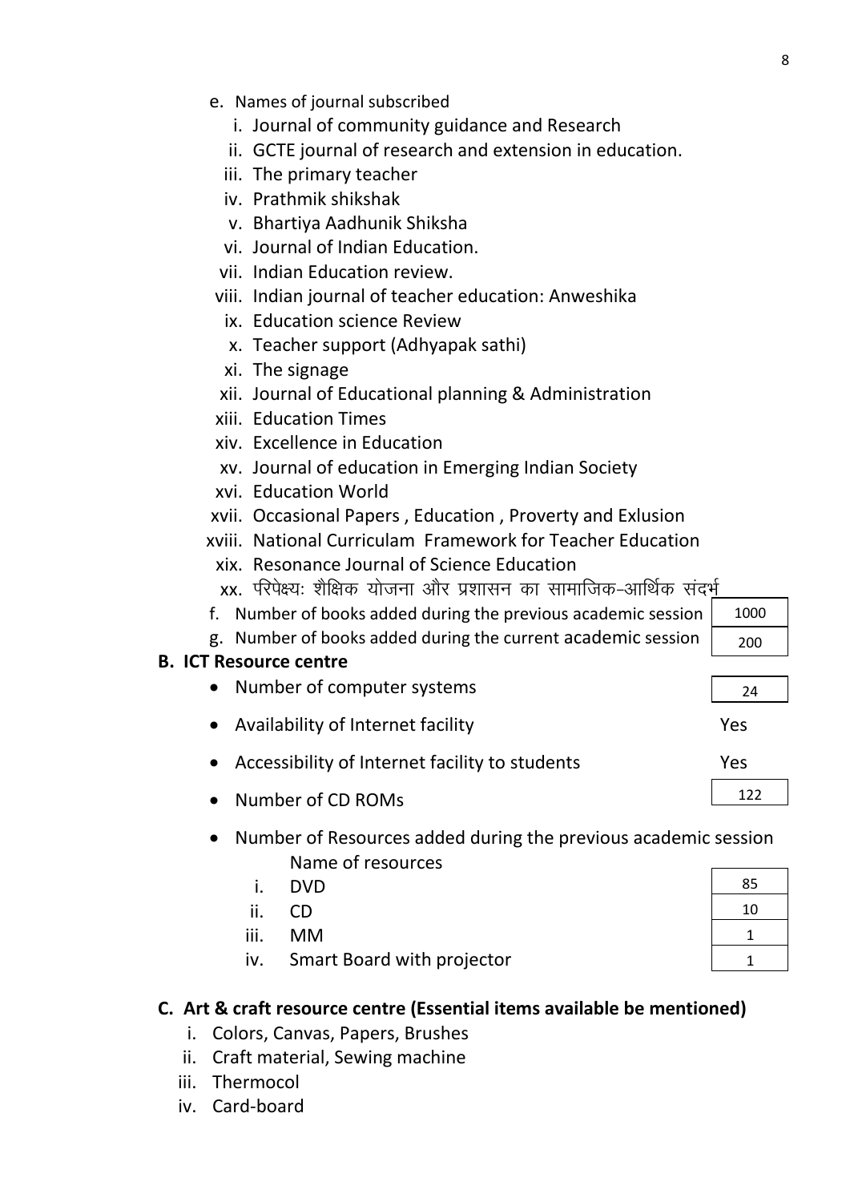e. Names of journal subscribed

i. Journal of community guidance and Research
ii. GCTE journal of research and extension in education.
iii. The primary teacher
iv. Prathmik shikshak
v. Bhartiya Aadhunik Shiksha
vi. Journal of Indian Education.
vii. Indian Education review.
viii. Indian journal of teacher education: Anweshika
ix. Education science Review
x. Teacher support (Adhyapak sathi)
xi. The signage
xii. Journal of Educational planning & Administration
xiii. Education Times
xiv. Excellence in Education
xv. Journal of education in Emerging Indian Society
xvi. Education World
xvii. Occasional Papers , Education , Proverty and Exlusion
xviii. National Curriculam Framework for Teacher Education
xix. Resonance Journal of Science Education
xx. परिपेक्ष्य: शैक्षिक योजना और प्रशासन का सामाजिक-आर्थिक संदर्भ

f. Number of books added during the previous academic session — 1000

g. Number of books added during the current academic session — 200

**B. ICT Resource centre**

- Number of computer systems — 24
- Availability of Internet facility — Yes
- Accessibility of Internet facility to students — Yes
- Number of CD ROMs — 122
- Number of Resources added during the previous academic session

| Name of resources | |
|---|---|
| i. DVD | 85 |
| ii. CD | 10 |
| iii. MM | 1 |
| iv. Smart Board with projector | 1 |

**C. Art & craft resource centre (Essential items available be mentioned)**

i. Colors, Canvas, Papers, Brushes
ii. Craft material, Sewing machine
iii. Thermocol
iv. Card-board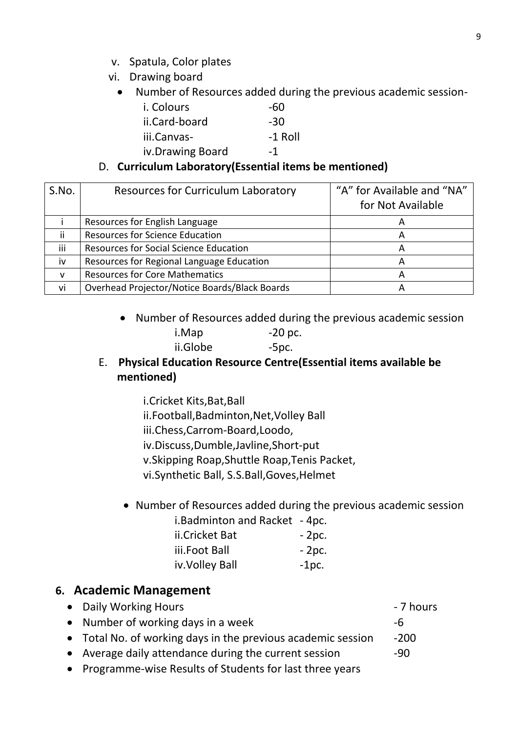v. Spatula, Color plates

vi. Drawing board

- Number of Resources added during the previous academic session-
  - i. Colours -60
  - ii.Card-board -30
  - iii.Canvas- -1 Roll
  - iv.Drawing Board -1

D. **Curriculum Laboratory(Essential items be mentioned)**

| S.No. | Resources for Curriculum Laboratory | "A" for Available and "NA" for Not Available |
|---|---|---|
| i | Resources for English Language | A |
| ii | Resources for Science Education | A |
| iii | Resources for Social Science Education | A |
| iv | Resources for Regional Language Education | A |
| v | Resources for Core Mathematics | A |
| vi | Overhead Projector/Notice Boards/Black Boards | A |

- Number of Resources added during the previous academic session
  - i.Map -20 pc.
  - ii.Globe -5pc.

E. **Physical Education Resource Centre(Essential items available be mentioned)**

i.Cricket Kits,Bat,Ball
ii.Football,Badminton,Net,Volley Ball
iii.Chess,Carrom-Board,Loodo,
iv.Discuss,Dumble,Javline,Short-put
v.Skipping Roap,Shuttle Roap,Tenis Packet,
vi.Synthetic Ball, S.S.Ball,Goves,Helmet

- Number of Resources added during the previous academic session
  - i.Badminton and Racket - 4pc.
  - ii.Cricket Bat - 2pc.
  - iii.Foot Ball - 2pc.
  - iv.Volley Ball -1pc.

## 6. Academic Management

- Daily Working Hours - 7 hours
- Number of working days in a week -6
- Total No. of working days in the previous academic session -200
- Average daily attendance during the current session -90
- Programme-wise Results of Students for last three years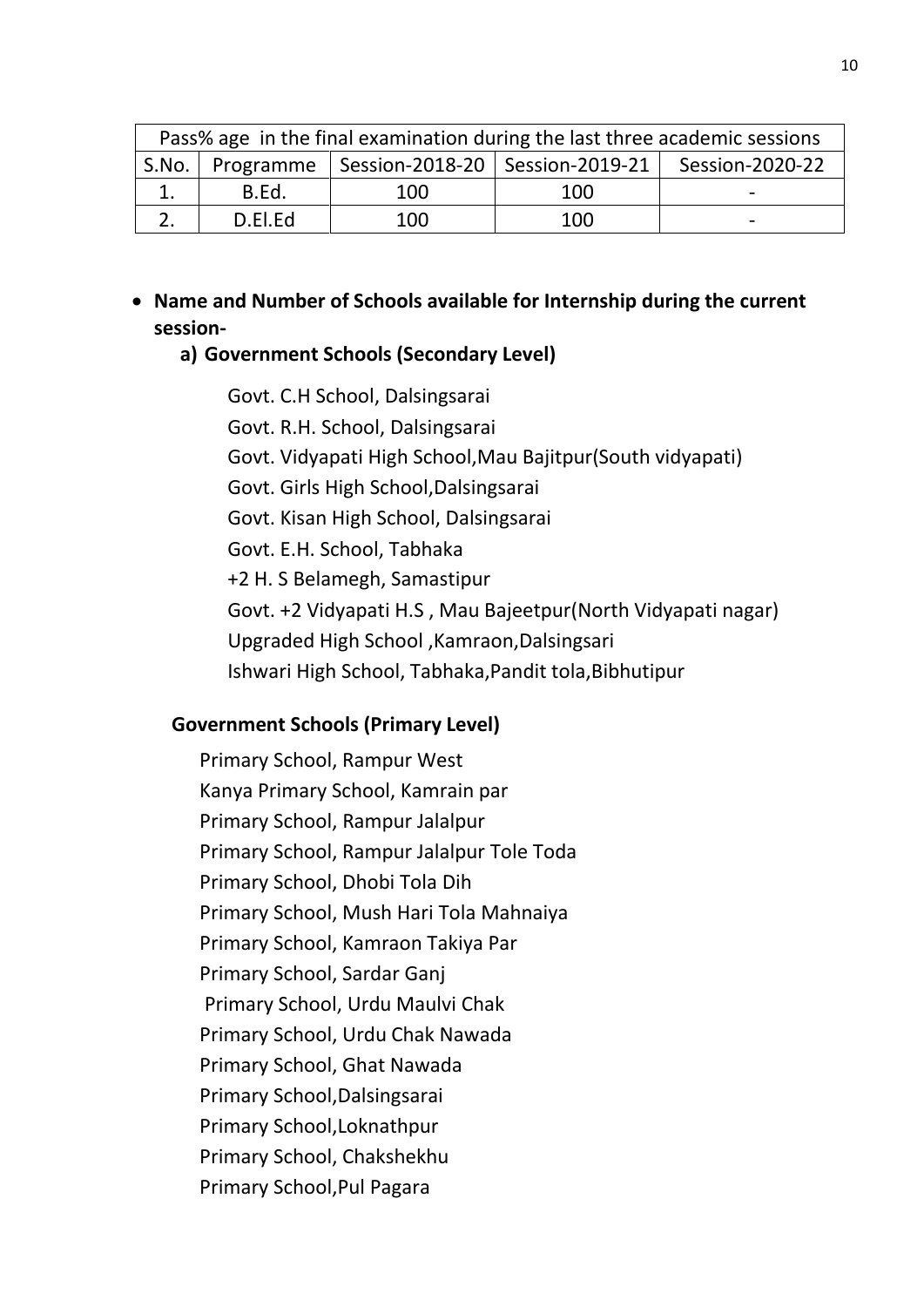| Pass% age in the final examination during the last three academic sessions | | | | |
|---|---|---|---|---|
| S.No. | Programme | Session-2018-20 | Session-2019-21 | Session-2020-22 |
| 1. | B.Ed. | 100 | 100 | - |
| 2. | D.El.Ed | 100 | 100 | - |

- **Name and Number of Schools available for Internship during the current session-**

  **a) Government Schools (Secondary Level)**

  Govt. C.H School, Dalsingsarai
  Govt. R.H. School, Dalsingsarai
  Govt. Vidyapati High School,Mau Bajitpur(South vidyapati)
  Govt. Girls High School,Dalsingsarai
  Govt. Kisan High School, Dalsingsarai
  Govt. E.H. School, Tabhaka
  +2 H. S Belamegh, Samastipur
  Govt. +2 Vidyapati H.S , Mau Bajeetpur(North Vidyapati nagar)
  Upgraded High School ,Kamraon,Dalsingsari
  Ishwari High School, Tabhaka,Pandit tola,Bibhutipur

  **Government Schools (Primary Level)**

  Primary School, Rampur West
  Kanya Primary School, Kamrain par
  Primary School, Rampur Jalalpur
  Primary School, Rampur Jalalpur Tole Toda
  Primary School, Dhobi Tola Dih
  Primary School, Mush Hari Tola Mahnaiya
  Primary School, Kamraon Takiya Par
  Primary School, Sardar Ganj
  Primary School, Urdu Maulvi Chak
  Primary School, Urdu Chak Nawada
  Primary School, Ghat Nawada
  Primary School,Dalsingsarai
  Primary School,Loknathpur
  Primary School, Chakshekhu
  Primary School,Pul Pagara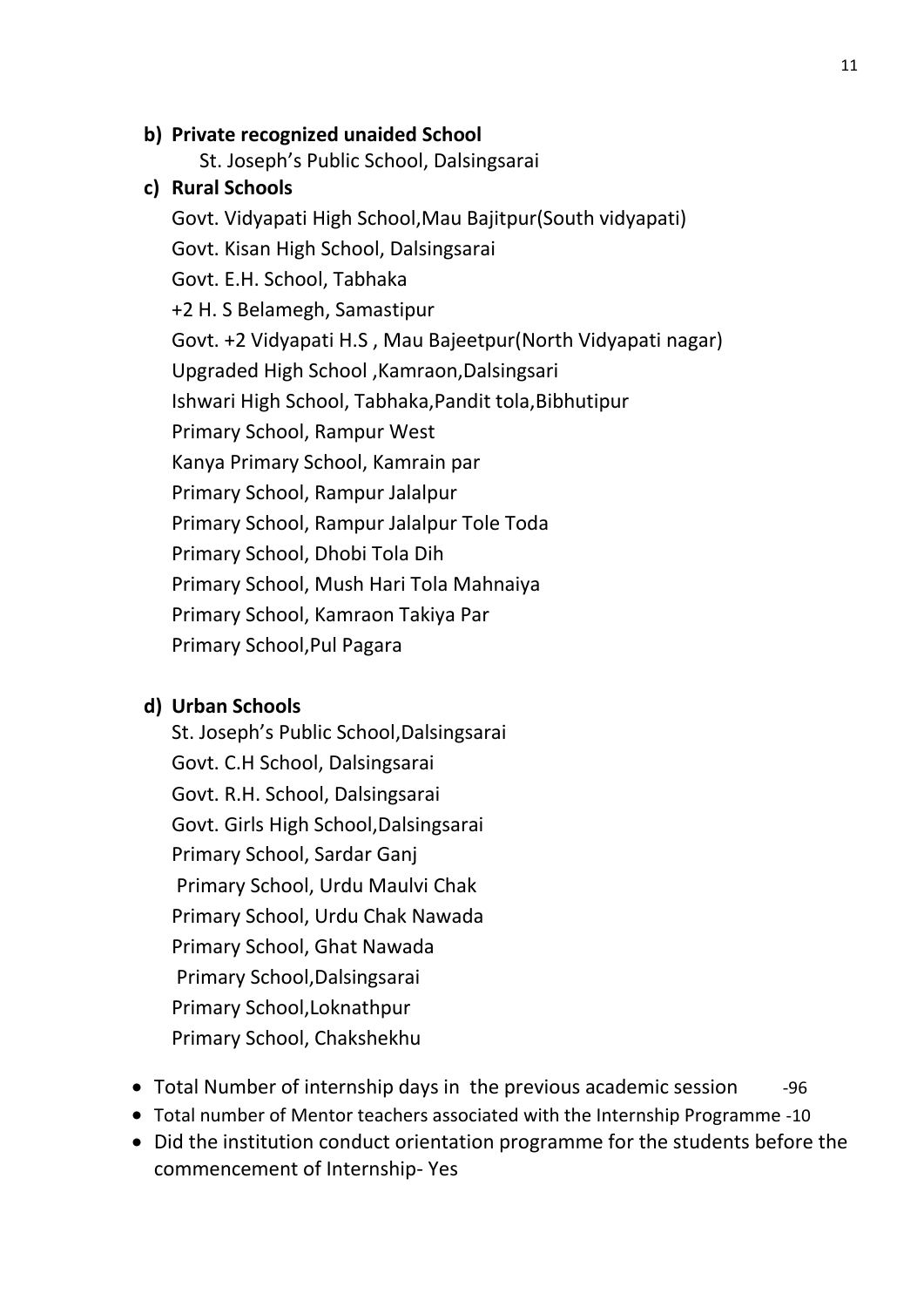**b) Private recognized unaided School**

St. Joseph's Public School, Dalsingsarai

**c) Rural Schools**

Govt. Vidyapati High School,Mau Bajitpur(South vidyapati)
Govt. Kisan High School, Dalsingsarai
Govt. E.H. School, Tabhaka
+2 H. S Belamegh, Samastipur
Govt. +2 Vidyapati H.S , Mau Bajeetpur(North Vidyapati nagar)
Upgraded High School ,Kamraon,Dalsingsari
Ishwari High School, Tabhaka,Pandit tola,Bibhutipur
Primary School, Rampur West
Kanya Primary School, Kamrain par
Primary School, Rampur Jalalpur
Primary School, Rampur Jalalpur Tole Toda
Primary School, Dhobi Tola Dih
Primary School, Mush Hari Tola Mahnaiya
Primary School, Kamraon Takiya Par
Primary School,Pul Pagara

**d) Urban Schools**

St. Joseph's Public School,Dalsingsarai
Govt. C.H School, Dalsingsarai
Govt. R.H. School, Dalsingsarai
Govt. Girls High School,Dalsingsarai
Primary School, Sardar Ganj
Primary School, Urdu Maulvi Chak
Primary School, Urdu Chak Nawada
Primary School, Ghat Nawada
Primary School,Dalsingsarai
Primary School,Loknathpur
Primary School, Chakshekhu

- Total Number of internship days in the previous academic session -96
- Total number of Mentor teachers associated with the Internship Programme -10
- Did the institution conduct orientation programme for the students before the commencement of Internship- Yes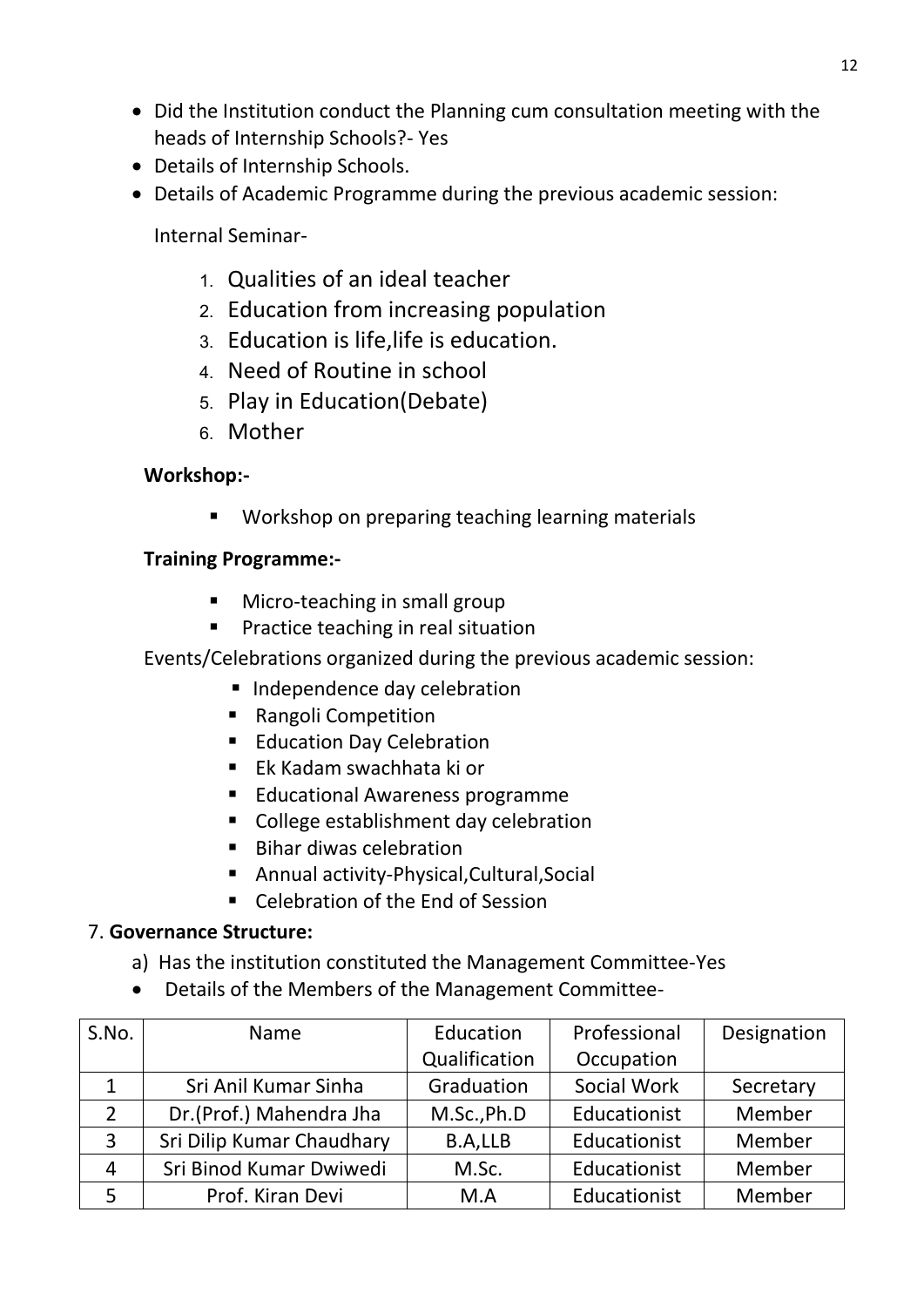- Did the Institution conduct the Planning cum consultation meeting with the heads of Internship Schools?- Yes
- Details of Internship Schools.
- Details of Academic Programme during the previous academic session:

Internal Seminar-

1. Qualities of an ideal teacher
2. Education from increasing population
3. Education is life,life is education.
4. Need of Routine in school
5. Play in Education(Debate)
6. Mother

**Workshop:-**

- Workshop on preparing teaching learning materials

**Training Programme:-**

- Micro-teaching in small group
- Practice teaching in real situation

Events/Celebrations organized during the previous academic session:

- Independence day celebration
- Rangoli Competition
- Education Day Celebration
- Ek Kadam swachhata ki or
- Educational Awareness programme
- College establishment day celebration
- Bihar diwas celebration
- Annual activity-Physical,Cultural,Social
- Celebration of the End of Session

7. **Governance Structure:**

a) Has the institution constituted the Management Committee-Yes

- Details of the Members of the Management Committee-

| S.No. | Name | Education Qualification | Professional Occupation | Designation |
|---|---|---|---|---|
| 1 | Sri Anil Kumar Sinha | Graduation | Social Work | Secretary |
| 2 | Dr.(Prof.) Mahendra Jha | M.Sc.,Ph.D | Educationist | Member |
| 3 | Sri Dilip Kumar Chaudhary | B.A,LLB | Educationist | Member |
| 4 | Sri Binod Kumar Dwiwedi | M.Sc. | Educationist | Member |
| 5 | Prof. Kiran Devi | M.A | Educationist | Member |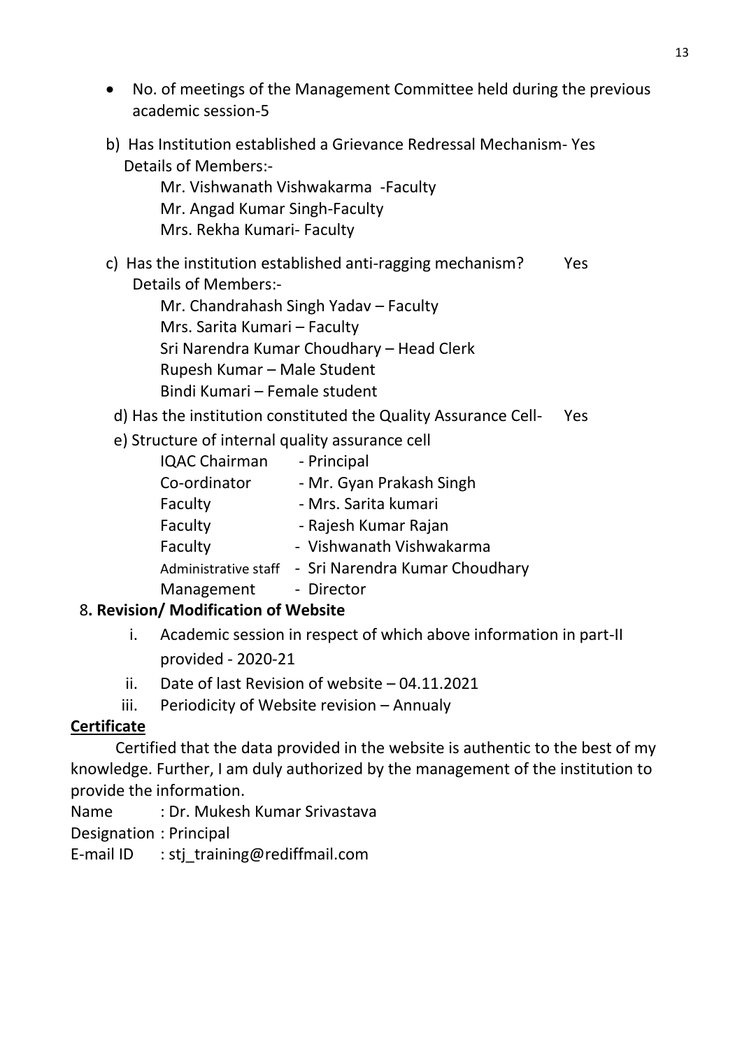- No. of meetings of the Management Committee held during the previous academic session-5

b) Has Institution established a Grievance Redressal Mechanism- Yes

Details of Members:-

Mr. Vishwanath Vishwakarma -Faculty
Mr. Angad Kumar Singh-Faculty
Mrs. Rekha Kumari- Faculty

c) Has the institution established anti-ragging mechanism? Yes

Details of Members:-

Mr. Chandrahash Singh Yadav – Faculty
Mrs. Sarita Kumari – Faculty
Sri Narendra Kumar Choudhary – Head Clerk
Rupesh Kumar – Male Student
Bindi Kumari – Female student

d) Has the institution constituted the Quality Assurance Cell- Yes

e) Structure of internal quality assurance cell

| | |
|---|---|
| IQAC Chairman | - Principal |
| Co-ordinator | - Mr. Gyan Prakash Singh |
| Faculty | - Mrs. Sarita kumari |
| Faculty | - Rajesh Kumar Rajan |
| Faculty | - Vishwanath Vishwakarma |
| Administrative staff | - Sri Narendra Kumar Choudhary |
| Management | - Director |

**8. Revision/ Modification of Website**

i. Academic session in respect of which above information in part-II provided - 2020-21
ii. Date of last Revision of website – 04.11.2021
iii. Periodicity of Website revision – Annualy

**Certificate**

Certified that the data provided in the website is authentic to the best of my knowledge. Further, I am duly authorized by the management of the institution to provide the information.

Name : Dr. Mukesh Kumar Srivastava
Designation : Principal
E-mail ID : stj_training@rediffmail.com